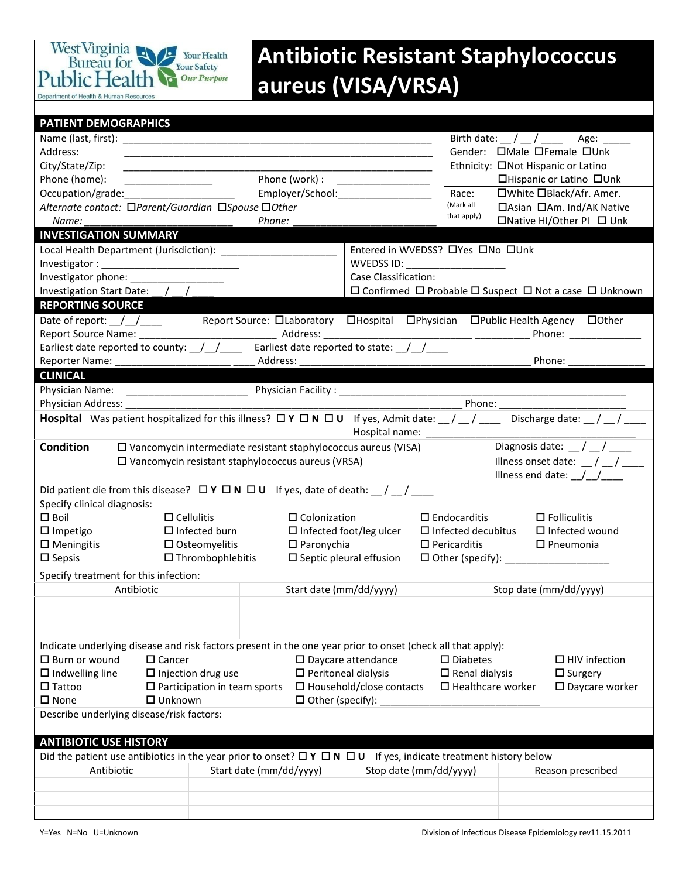West Virginia Bureau for Public Health — Department of Health & Human Resources — Your Health, Your Safety, Our Purpose

# Antibiotic Resistant Staphylococcus aureus (VISA/VRSA)

## PATIENT DEMOGRAPHICS

Name (last, first): ______________________________________________________

Address: ______________________________________________________

City/State/Zip: ______________________________________________________

Phone (home): ________________ Phone (work) : ________________

Occupation/grade:____________________ Employer/School:________________

*Alternate contact:* ☐*Parent/Guardian* ☐*Spouse* ☐*Other*

*Name:* ___________________________ *Phone:* ___________________________

Birth date: __ / __ / ____ Age: _____

Gender: ☐Male ☐Female ☐Unk

Ethnicity: ☐Not Hispanic or Latino ☐Hispanic or Latino ☐Unk

Race: (Mark all that apply) ☐White ☐Black/Afr. Amer. ☐Asian ☐Am. Ind/AK Native ☐Native HI/Other PI ☐ Unk

## INVESTIGATION SUMMARY

Local Health Department (Jurisdiction): _____________________

Investigator : _________________________

Investigator phone: ________________

Investigation Start Date: __ / __ / ____

Entered in WVEDSS? ☐Yes ☐No ☐Unk

WVEDSS ID: _________________

Case Classification:

☐ Confirmed ☐ Probable ☐ Suspect ☐ Not a case ☐ Unknown

## REPORTING SOURCE

Date of report: __/__/____ Report Source: ☐Laboratory ☐Hospital ☐Physician ☐Public Health Agency ☐Other

Report Source Name: ________________________ Address: _________________________ __________ Phone: ____________

Earliest date reported to county: __/__/____ Earliest date reported to state: __/__/____

Reporter Name: _____________________ ____ Address: ___________________________________________ Phone: _____________

## CLINICAL

Physician Name: _____________________ Physician Facility : ___________________________________________________

Physician Address: __________________________________________________________ Phone: ______________________

**Hospital** Was patient hospitalized for this illness? ☐ **Y** ☐ **N** ☐ **U** If yes, Admit date: __ / __ / ____ Discharge date: __ / __ / ____

Hospital name: _____________________________________

**Condition**

☐ Vancomycin intermediate resistant staphylococcus aureus (VISA)

☐ Vancomycin resistant staphylococcus aureus (VRSA)

Diagnosis date: __ / __ / ____

Illness onset date: __ / __ / ____

Illness end date: __/__/____

Did patient die from this disease? ☐ **Y** ☐ **N** ☐ **U** If yes, date of death: __ / __ / ____

Specify clinical diagnosis:

| | | | | |
|---|---|---|---|---|
| ☐ Boil | ☐ Cellulitis | ☐ Colonization | ☐ Endocarditis | ☐ Folliculitis |
| ☐ Impetigo | ☐ Infected burn | ☐ Infected foot/leg ulcer | ☐ Infected decubitus | ☐ Infected wound |
| ☐ Meningitis | ☐ Osteomyelitis | ☐ Paronychia | ☐ Pericarditis | ☐ Pneumonia |
| ☐ Sepsis | ☐ Thrombophlebitis | ☐ Septic pleural effusion | ☐ Other (specify): __________________ | |

Specify treatment for this infection:

| Antibiotic | Start date (mm/dd/yyyy) | Stop date (mm/dd/yyyy) |
|---|---|---|
| | | |
| | | |
| | | |

Indicate underlying disease and risk factors present in the one year prior to onset (check all that apply):

| | | | | |
|---|---|---|---|---|
| ☐ Burn or wound | ☐ Cancer | ☐ Daycare attendance | ☐ Diabetes | ☐ HIV infection |
| ☐ Indwelling line | ☐ Injection drug use | ☐ Peritoneal dialysis | ☐ Renal dialysis | ☐ Surgery |
| ☐ Tattoo | ☐ Participation in team sports | ☐ Household/close contacts | ☐ Healthcare worker | ☐ Daycare worker |
| ☐ None | ☐ Unknown | ☐ Other (specify): ______________________________ | | |

Describe underlying disease/risk factors:

## ANTIBIOTIC USE HISTORY

Did the patient use antibiotics in the year prior to onset? ☐ **Y** ☐ **N** ☐ **U** If yes, indicate treatment history below

| Antibiotic | Start date (mm/dd/yyyy) | Stop date (mm/dd/yyyy) | Reason prescribed |
|---|---|---|---|
| | | | |
| | | | |
| | | | |

Y=Yes N=No U=Unknown

Division of Infectious Disease Epidemiology rev11.15.2011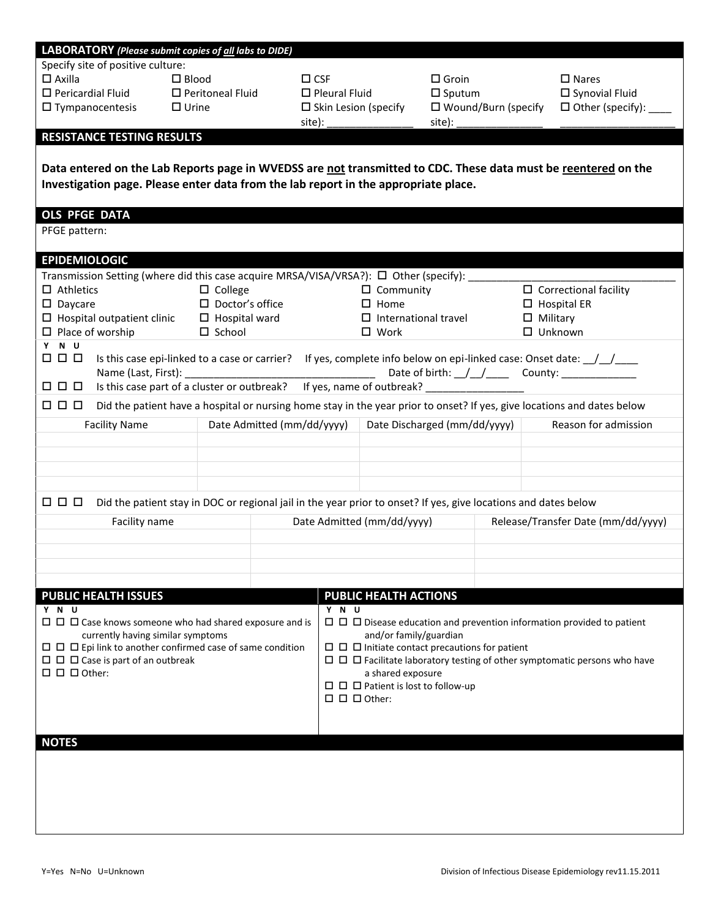## LABORATORY *(Please submit copies of all labs to DIDE)*

Specify site of positive culture:

| | | | | |
|---|---|---|---|---|
| ☐ Axilla | ☐ Blood | ☐ CSF | ☐ Groin | ☐ Nares |
| ☐ Pericardial Fluid | ☐ Peritoneal Fluid | ☐ Pleural Fluid | ☐ Sputum | ☐ Synovial Fluid |
| ☐ Tympanocentesis | ☐ Urine | ☐ Skin Lesion (specify site): ______________ | ☐ Wound/Burn (specify site): ______________ | ☐ Other (specify): ____ ___________________ |

## RESISTANCE TESTING RESULTS

**Data entered on the Lab Reports page in WVEDSS are not transmitted to CDC. These data must be reentered on the Investigation page. Please enter data from the lab report in the appropriate place.**

## OLS PFGE DATA

PFGE pattern:

## EPIDEMIOLOGIC

Transmission Setting (where did this case acquire MRSA/VISA/VRSA?): ☐ Other (specify): ___________________________________

| | | | |
|---|---|---|---|
| ☐ Athletics | ☐ College | ☐ Community | ☐ Correctional facility |
| ☐ Daycare | ☐ Doctor's office | ☐ Home | ☐ Hospital ER |
| ☐ Hospital outpatient clinic | ☐ Hospital ward | ☐ International travel | ☐ Military |
| ☐ Place of worship | ☐ School | ☐ Work | ☐ Unknown |

Y N U

☐ ☐ ☐ Is this case epi-linked to a case or carrier? If yes, complete info below on epi-linked case: Onset date: __/__/____ Name (Last, First): ________________________________ Date of birth: __/__/____ County: _____________

☐ ☐ ☐ Is this case part of a cluster or outbreak? If yes, name of outbreak? ________________

☐ ☐ ☐ Did the patient have a hospital or nursing home stay in the year prior to onset? If yes, give locations and dates below

| Facility Name | Date Admitted (mm/dd/yyyy) | Date Discharged (mm/dd/yyyy) | Reason for admission |
|---|---|---|---|
| | | | |
| | | | |
| | | | |
| | | | |

☐ ☐ ☐ Did the patient stay in DOC or regional jail in the year prior to onset? If yes, give locations and dates below

| Facility name | Date Admitted (mm/dd/yyyy) | Release/Transfer Date (mm/dd/yyyy) |
|---|---|---|
| | | |
| | | |
| | | |
| | | |

## PUBLIC HEALTH ISSUES

Y N U

- ☐ ☐ ☐ Case knows someone who had shared exposure and is currently having similar symptoms
- ☐ ☐ ☐ Epi link to another confirmed case of same condition
- ☐ ☐ ☐ Case is part of an outbreak
- ☐ ☐ ☐ Other:

## PUBLIC HEALTH ACTIONS

Y N U

- ☐ ☐ ☐ Disease education and prevention information provided to patient and/or family/guardian
- ☐ ☐ ☐ Initiate contact precautions for patient
- ☐ ☐ ☐ Facilitate laboratory testing of other symptomatic persons who have a shared exposure
- ☐ ☐ ☐ Patient is lost to follow-up
- ☐ ☐ ☐ Other:

## NOTES

Y=Yes N=No U=Unknown

Division of Infectious Disease Epidemiology rev11.15.2011